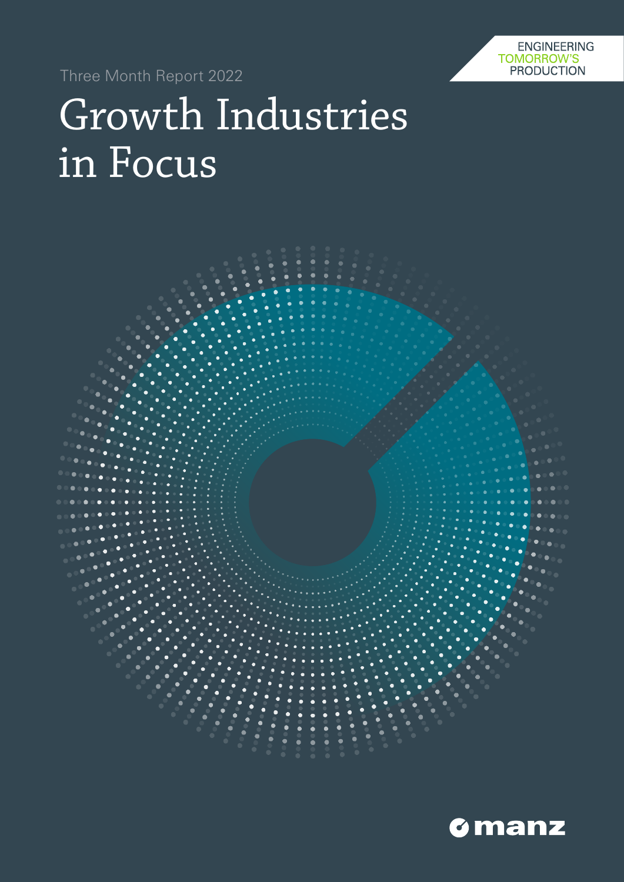ENGINEERING
TOMORROW'S
PRODUCTION

Three Month Report 2022

# Growth Industries in Focus

manz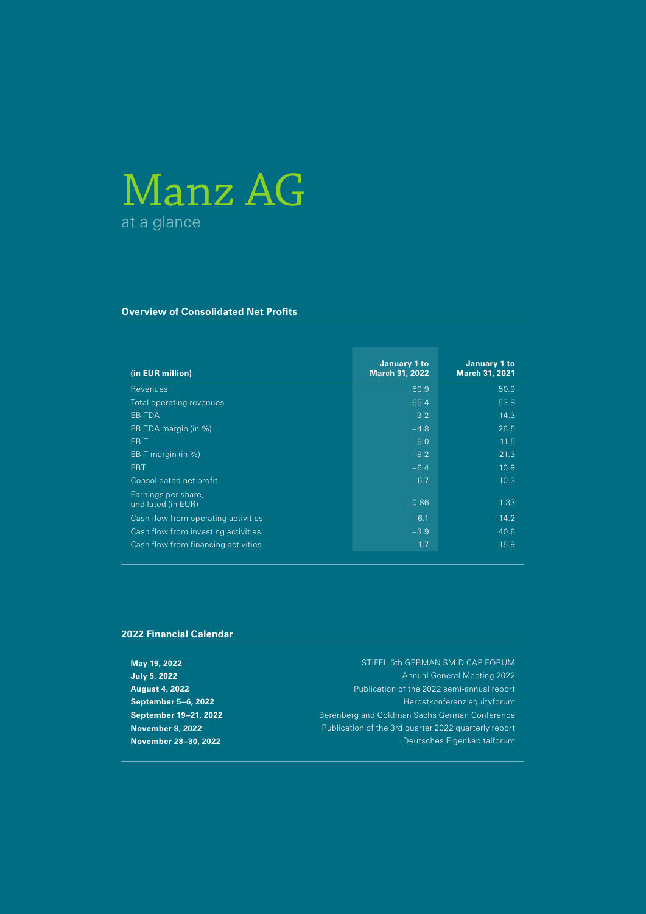# Manz AG

at a glance

## Overview of Consolidated Net Profits

| (in EUR million) | January 1 to March 31, 2022 | January 1 to March 31, 2021 |
|---|---|---|
| Revenues | 60.9 | 50.9 |
| Total operating revenues | 65.4 | 53.8 |
| EBITDA | –3.2 | 14.3 |
| EBITDA margin (in %) | –4.8 | 26.5 |
| EBIT | –6.0 | 11.5 |
| EBIT margin (in %) | –9.2 | 21.3 |
| EBT | –6.4 | 10.9 |
| Consolidated net profit | –6.7 | 10.3 |
| Earnings per share, undiluted (in EUR) | –0.86 | 1.33 |
| Cash flow from operating activities | –6.1 | –14.2 |
| Cash flow from investing activities | –3.9 | 40.6 |
| Cash flow from financing activities | 1.7 | –15.9 |

## 2022 Financial Calendar

| | |
|---|---|
| **May 19, 2022** | STIFEL 5th GERMAN SMID CAP FORUM |
| **July 5, 2022** | Annual General Meeting 2022 |
| **August 4, 2022** | Publication of the 2022 semi-annual report |
| **September 5–6, 2022** | Herbstkonferenz equityforum |
| **September 19–21, 2022** | Berenberg and Goldman Sachs German Conference |
| **November 8, 2022** | Publication of the 3rd quarter 2022 quarterly report |
| **November 28–30, 2022** | Deutsches Eigenkapitalforum |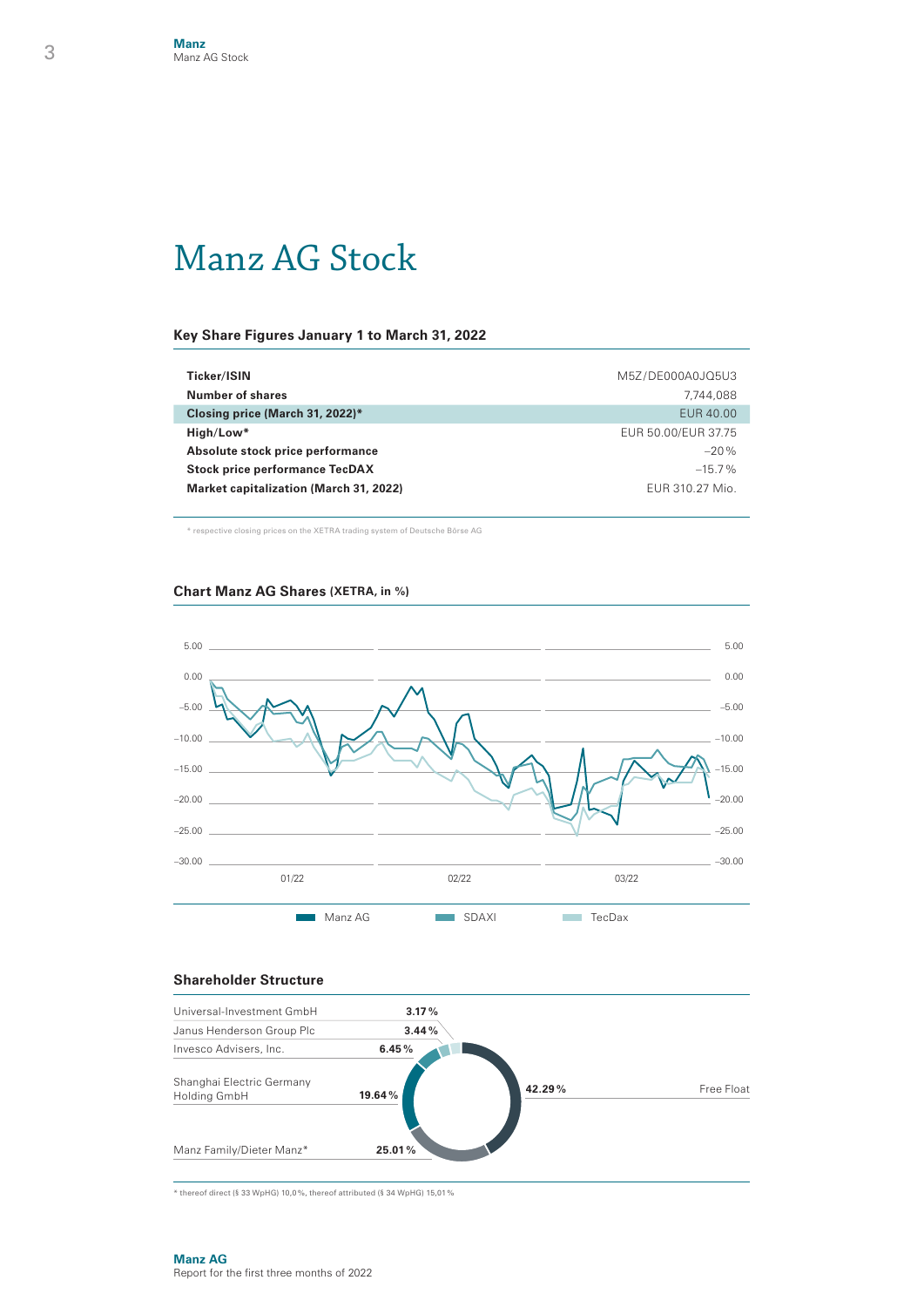# Manz AG Stock

### Key Share Figures January 1 to March 31, 2022

| | |
|---|---|
| **Ticker/ISIN** | M5Z/DE000A0JQ5U3 |
| **Number of shares** | 7,744,088 |
| **Closing price (March 31, 2022)*** | EUR 40.00 |
| **High/Low*** | EUR 50.00/EUR 37.75 |
| **Absolute stock price performance** | –20 % |
| **Stock price performance TecDAX** | –15.7 % |
| **Market capitalization (March 31, 2022)** | EUR 310.27 Mio. |

* respective closing prices on the XETRA trading system of Deutsche Börse AG

### Chart Manz AG Shares (XETRA, in %)

5.00 / 0.00 / –5.00 / –10.00 / –15.00 / –20.00 / –25.00 / –30.00

01/22 02/22 03/22

Manz AG SDAXI TecDax

### Shareholder Structure

| Shareholder | Share |
|---|---|
| Universal-Investment GmbH | 3.17 % |
| Janus Henderson Group Plc | 3.44 % |
| Invesco Advisers, Inc. | 6.45 % |
| Shanghai Electric Germany Holding GmbH | 19.64 % |
| Manz Family/Dieter Manz* | 25.01 % |
| Free Float | 42.29 % |

* thereof direct (§ 33 WpHG) 10,0 %, thereof attributed (§ 34 WpHG) 15,01 %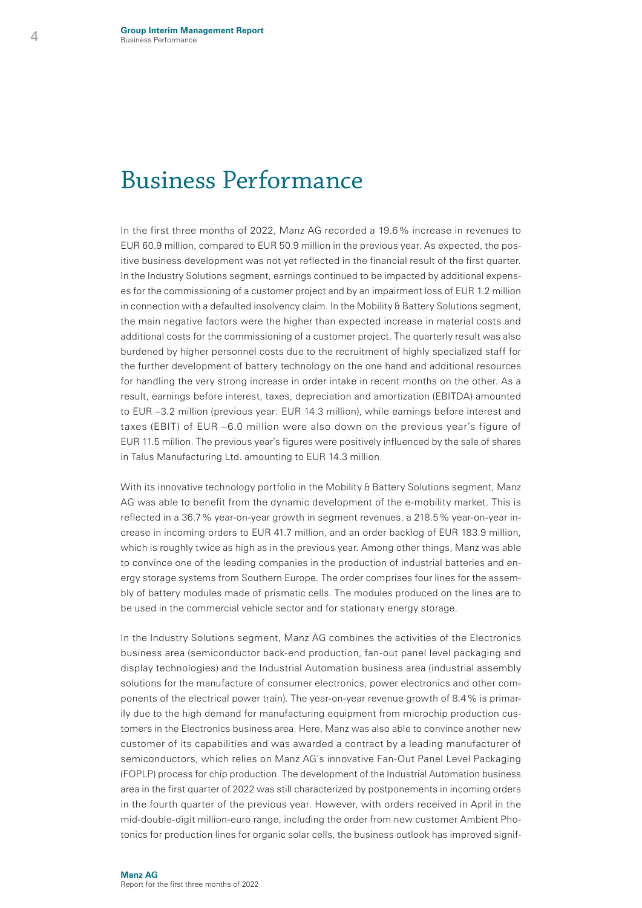# Business Performance

In the first three months of 2022, Manz AG recorded a 19.6 % increase in revenues to EUR 60.9 million, compared to EUR 50.9 million in the previous year. As expected, the positive business development was not yet reflected in the financial result of the first quarter. In the Industry Solutions segment, earnings continued to be impacted by additional expenses for the commissioning of a customer project and by an impairment loss of EUR 1.2 million in connection with a defaulted insolvency claim. In the Mobility & Battery Solutions segment, the main negative factors were the higher than expected increase in material costs and additional costs for the commissioning of a customer project. The quarterly result was also burdened by higher personnel costs due to the recruitment of highly specialized staff for the further development of battery technology on the one hand and additional resources for handling the very strong increase in order intake in recent months on the other. As a result, earnings before interest, taxes, depreciation and amortization (EBITDA) amounted to EUR –3.2 million (previous year: EUR 14.3 million), while earnings before interest and taxes (EBIT) of EUR –6.0 million were also down on the previous year's figure of EUR 11.5 million. The previous year's figures were positively influenced by the sale of shares in Talus Manufacturing Ltd. amounting to EUR 14.3 million.

With its innovative technology portfolio in the Mobility & Battery Solutions segment, Manz AG was able to benefit from the dynamic development of the e-mobility market. This is reflected in a 36.7 % year-on-year growth in segment revenues, a 218.5 % year-on-year increase in incoming orders to EUR 41.7 million, and an order backlog of EUR 183.9 million, which is roughly twice as high as in the previous year. Among other things, Manz was able to convince one of the leading companies in the production of industrial batteries and energy storage systems from Southern Europe. The order comprises four lines for the assembly of battery modules made of prismatic cells. The modules produced on the lines are to be used in the commercial vehicle sector and for stationary energy storage.

In the Industry Solutions segment, Manz AG combines the activities of the Electronics business area (semiconductor back-end production, fan-out panel level packaging and display technologies) and the Industrial Automation business area (industrial assembly solutions for the manufacture of consumer electronics, power electronics and other components of the electrical power train). The year-on-year revenue growth of 8.4 % is primarily due to the high demand for manufacturing equipment from microchip production customers in the Electronics business area. Here, Manz was also able to convince another new customer of its capabilities and was awarded a contract by a leading manufacturer of semiconductors, which relies on Manz AG's innovative Fan-Out Panel Level Packaging (FOPLP) process for chip production. The development of the Industrial Automation business area in the first quarter of 2022 was still characterized by postponements in incoming orders in the fourth quarter of the previous year. However, with orders received in April in the mid-double-digit million-euro range, including the order from new customer Ambient Photonics for production lines for organic solar cells, the business outlook has improved signif-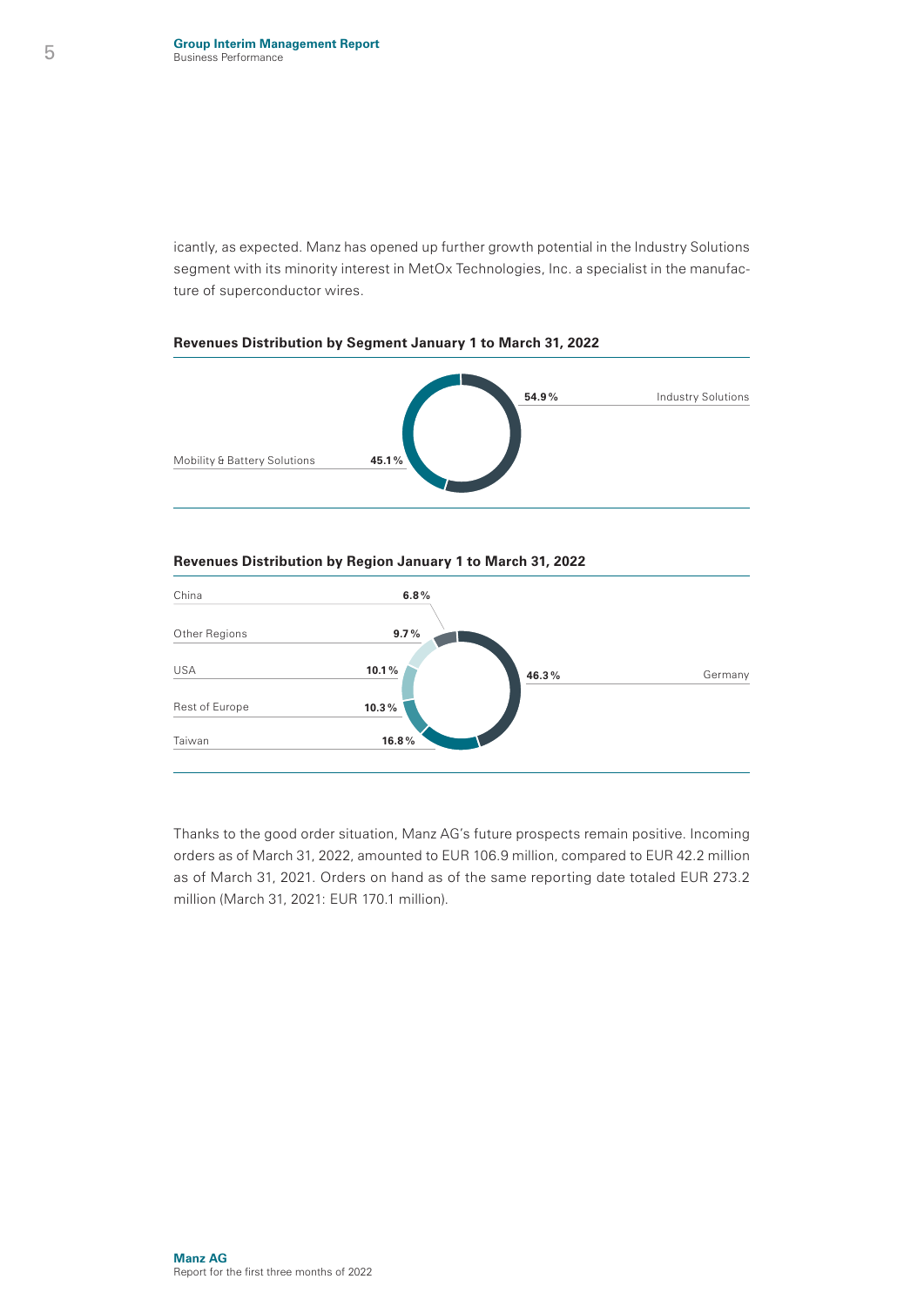icantly, as expected. Manz has opened up further growth potential in the Industry Solutions segment with its minority interest in MetOx Technologies, Inc. a specialist in the manufacture of superconductor wires.

**Revenues Distribution by Segment January 1 to March 31, 2022**

| Segment | Share |
|---|---|
| Industry Solutions | 54.9% |
| Mobility & Battery Solutions | 45.1% |

**Revenues Distribution by Region January 1 to March 31, 2022**

| Region | Share |
|---|---|
| China | 6.8% |
| Other Regions | 9.7% |
| USA | 10.1% |
| Rest of Europe | 10.3% |
| Taiwan | 16.8% |
| Germany | 46.3% |

Thanks to the good order situation, Manz AG's future prospects remain positive. Incoming orders as of March 31, 2022, amounted to EUR 106.9 million, compared to EUR 42.2 million as of March 31, 2021. Orders on hand as of the same reporting date totaled EUR 273.2 million (March 31, 2021: EUR 170.1 million).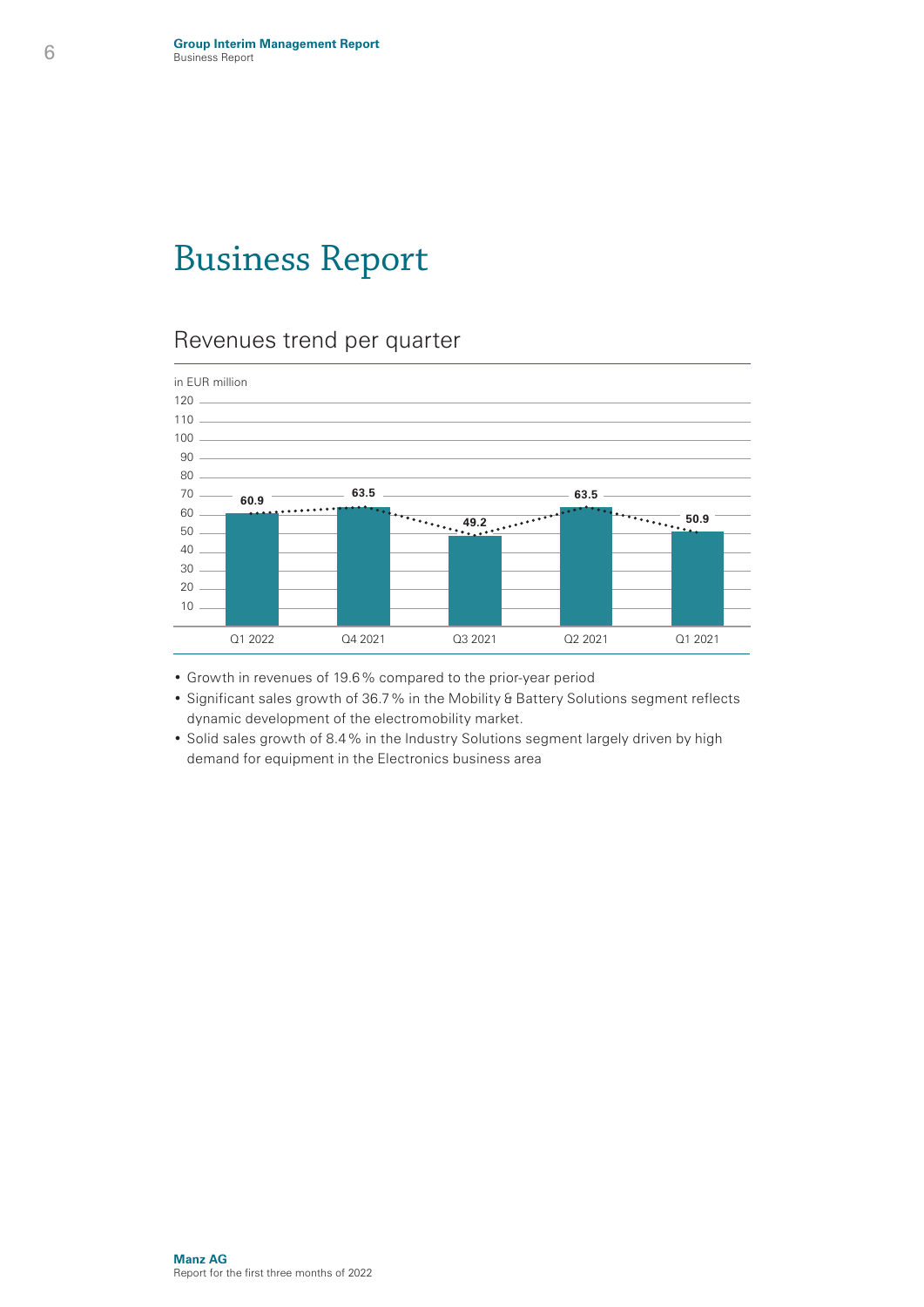# Business Report

## Revenues trend per quarter

in EUR million

| Q1 2022 | Q4 2021 | Q3 2021 | Q2 2021 | Q1 2021 |
|---|---|---|---|---|
| 60.9 | 63.5 | 49.2 | 63.5 | 50.9 |

- Growth in revenues of 19.6 % compared to the prior-year period
- Significant sales growth of 36.7 % in the Mobility & Battery Solutions segment reflects dynamic development of the electromobility market.
- Solid sales growth of 8.4 % in the Industry Solutions segment largely driven by high demand for equipment in the Electronics business area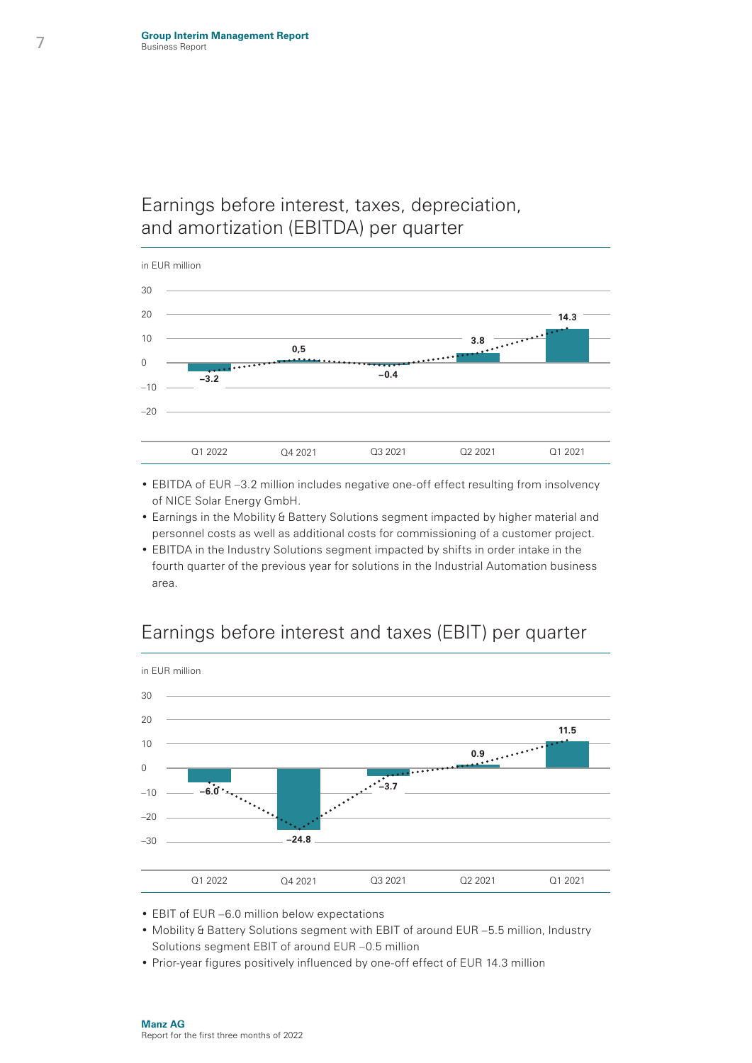## Earnings before interest, taxes, depreciation, and amortization (EBITDA) per quarter

in EUR million

| | Q1 2022 | Q4 2021 | Q3 2021 | Q2 2021 | Q1 2021 |
|---|---|---|---|---|---|
| EBITDA | –3.2 | 0,5 | –0.4 | 3.8 | 14.3 |

- EBITDA of EUR –3.2 million includes negative one-off effect resulting from insolvency of NICE Solar Energy GmbH.
- Earnings in the Mobility & Battery Solutions segment impacted by higher material and personnel costs as well as additional costs for commissioning of a customer project.
- EBITDA in the Industry Solutions segment impacted by shifts in order intake in the fourth quarter of the previous year for solutions in the Industrial Automation business area.

## Earnings before interest and taxes (EBIT) per quarter

in EUR million

| | Q1 2022 | Q4 2021 | Q3 2021 | Q2 2021 | Q1 2021 |
|---|---|---|---|---|---|
| EBIT | –6.0 | –24.8 | –3.7 | 0.9 | 11.5 |

- EBIT of EUR –6.0 million below expectations
- Mobility & Battery Solutions segment with EBIT of around EUR –5.5 million, Industry Solutions segment EBIT of around EUR –0.5 million
- Prior-year figures positively influenced by one-off effect of EUR 14.3 million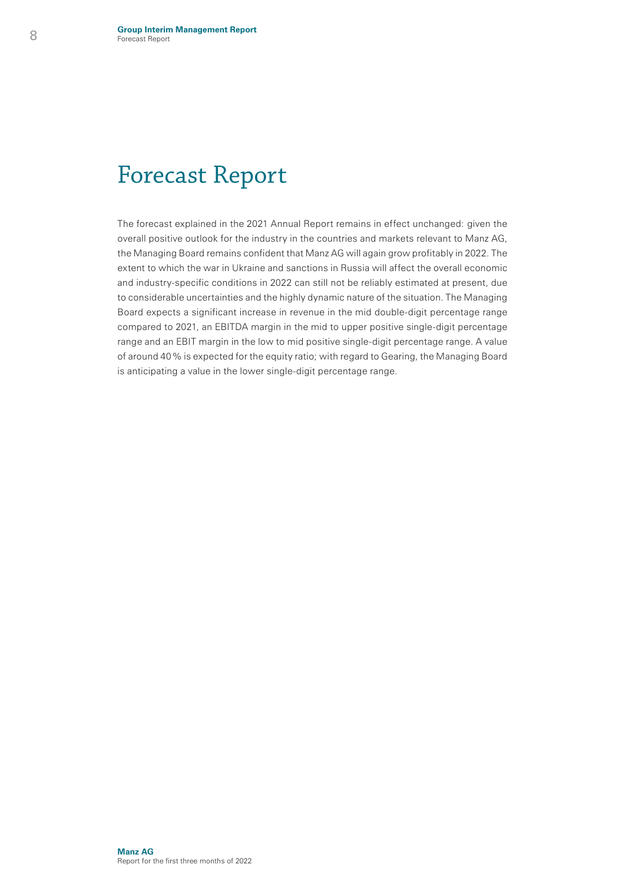# Forecast Report

The forecast explained in the 2021 Annual Report remains in effect unchanged: given the overall positive outlook for the industry in the countries and markets relevant to Manz AG, the Managing Board remains confident that Manz AG will again grow profitably in 2022. The extent to which the war in Ukraine and sanctions in Russia will affect the overall economic and industry-specific conditions in 2022 can still not be reliably estimated at present, due to considerable uncertainties and the highly dynamic nature of the situation. The Managing Board expects a significant increase in revenue in the mid double-digit percentage range compared to 2021, an EBITDA margin in the mid to upper positive single-digit percentage range and an EBIT margin in the low to mid positive single-digit percentage range. A value of around 40 % is expected for the equity ratio; with regard to Gearing, the Managing Board is anticipating a value in the lower single-digit percentage range.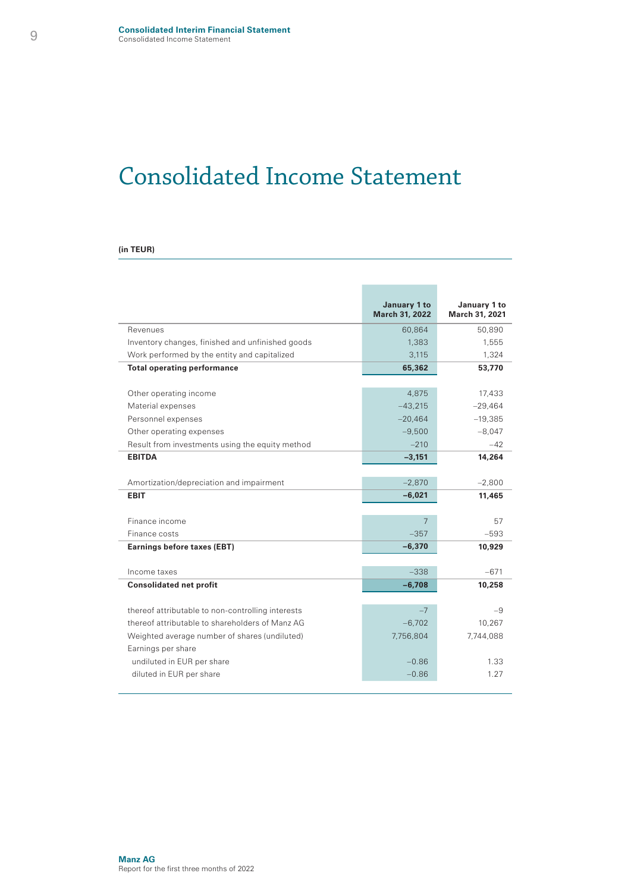# Consolidated Income Statement

**(in TEUR)**

| | January 1 to March 31, 2022 | January 1 to March 31, 2021 |
|---|---|---|
| Revenues | 60,864 | 50,890 |
| Inventory changes, finished and unfinished goods | 1,383 | 1,555 |
| Work performed by the entity and capitalized | 3,115 | 1,324 |
| **Total operating performance** | **65,362** | **53,770** |
| | | |
| Other operating income | 4,875 | 17,433 |
| Material expenses | –43,215 | –29,464 |
| Personnel expenses | –20,464 | –19,385 |
| Other operating expenses | –9,500 | –8,047 |
| Result from investments using the equity method | –210 | –42 |
| **EBITDA** | **–3,151** | **14,264** |
| | | |
| Amortization/depreciation and impairment | –2,870 | –2,800 |
| **EBIT** | **–6,021** | **11,465** |
| | | |
| Finance income | 7 | 57 |
| Finance costs | –357 | –593 |
| **Earnings before taxes (EBT)** | **–6,370** | **10,929** |
| | | |
| Income taxes | –338 | –671 |
| **Consolidated net profit** | **–6,708** | **10,258** |
| | | |
| thereof attributable to non-controlling interests | –7 | –9 |
| thereof attributable to shareholders of Manz AG | –6,702 | 10,267 |
| Weighted average number of shares (undiluted) | 7,756,804 | 7,744,088 |
| Earnings per share | | |
| undiluted in EUR per share | –0.86 | 1.33 |
| diluted in EUR per share | –0.86 | 1.27 |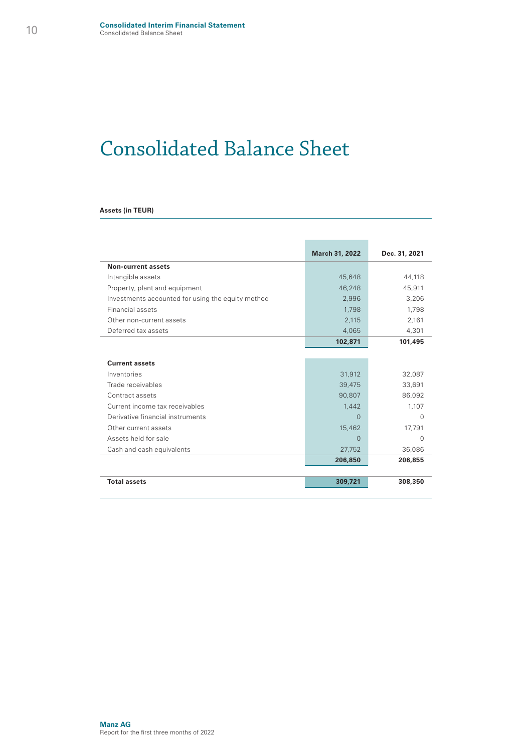# Consolidated Balance Sheet

**Assets (in TEUR)**

| | March 31, 2022 | Dec. 31, 2021 |
|---|---|---|
| **Non-current assets** | | |
| Intangible assets | 45,648 | 44,118 |
| Property, plant and equipment | 46,248 | 45,911 |
| Investments accounted for using the equity method | 2,996 | 3,206 |
| Financial assets | 1,798 | 1,798 |
| Other non-current assets | 2,115 | 2,161 |
| Deferred tax assets | 4,065 | 4,301 |
| | **102,871** | **101,495** |
| **Current assets** | | |
| Inventories | 31,912 | 32,087 |
| Trade receivables | 39,475 | 33,691 |
| Contract assets | 90,807 | 86,092 |
| Current income tax receivables | 1,442 | 1,107 |
| Derivative financial instruments | 0 | 0 |
| Other current assets | 15,462 | 17,791 |
| Assets held for sale | 0 | 0 |
| Cash and cash equivalents | 27,752 | 36,086 |
| | **206,850** | **206,855** |
| **Total assets** | **309,721** | **308,350** |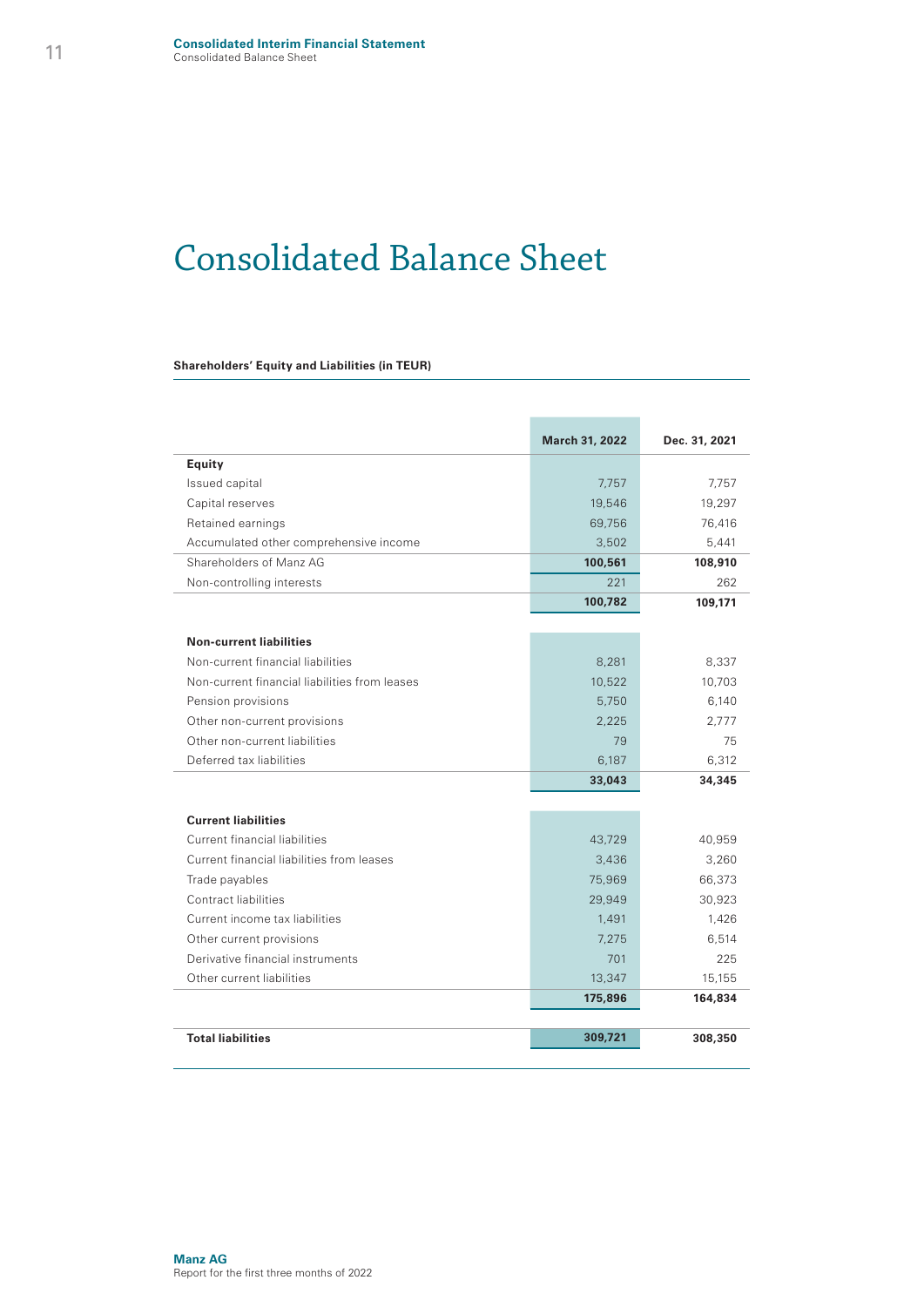# Consolidated Balance Sheet

**Shareholders' Equity and Liabilities (in TEUR)**

| | March 31, 2022 | Dec. 31, 2021 |
|---|---|---|
| **Equity** | | |
| Issued capital | 7,757 | 7,757 |
| Capital reserves | 19,546 | 19,297 |
| Retained earnings | 69,756 | 76,416 |
| Accumulated other comprehensive income | 3,502 | 5,441 |
| Shareholders of Manz AG | **100,561** | **108,910** |
| Non-controlling interests | 221 | 262 |
| | **100,782** | **109,171** |
| | | |
| **Non-current liabilities** | | |
| Non-current financial liabilities | 8,281 | 8,337 |
| Non-current financial liabilities from leases | 10,522 | 10,703 |
| Pension provisions | 5,750 | 6,140 |
| Other non-current provisions | 2,225 | 2,777 |
| Other non-current liabilities | 79 | 75 |
| Deferred tax liabilities | 6,187 | 6,312 |
| | **33,043** | **34,345** |
| | | |
| **Current liabilities** | | |
| Current financial liabilities | 43,729 | 40,959 |
| Current financial liabilities from leases | 3,436 | 3,260 |
| Trade payables | 75,969 | 66,373 |
| Contract liabilities | 29,949 | 30,923 |
| Current income tax liabilities | 1,491 | 1,426 |
| Other current provisions | 7,275 | 6,514 |
| Derivative financial instruments | 701 | 225 |
| Other current liabilities | 13,347 | 15,155 |
| | **175,896** | **164,834** |
| | | |
| **Total liabilities** | **309,721** | **308,350** |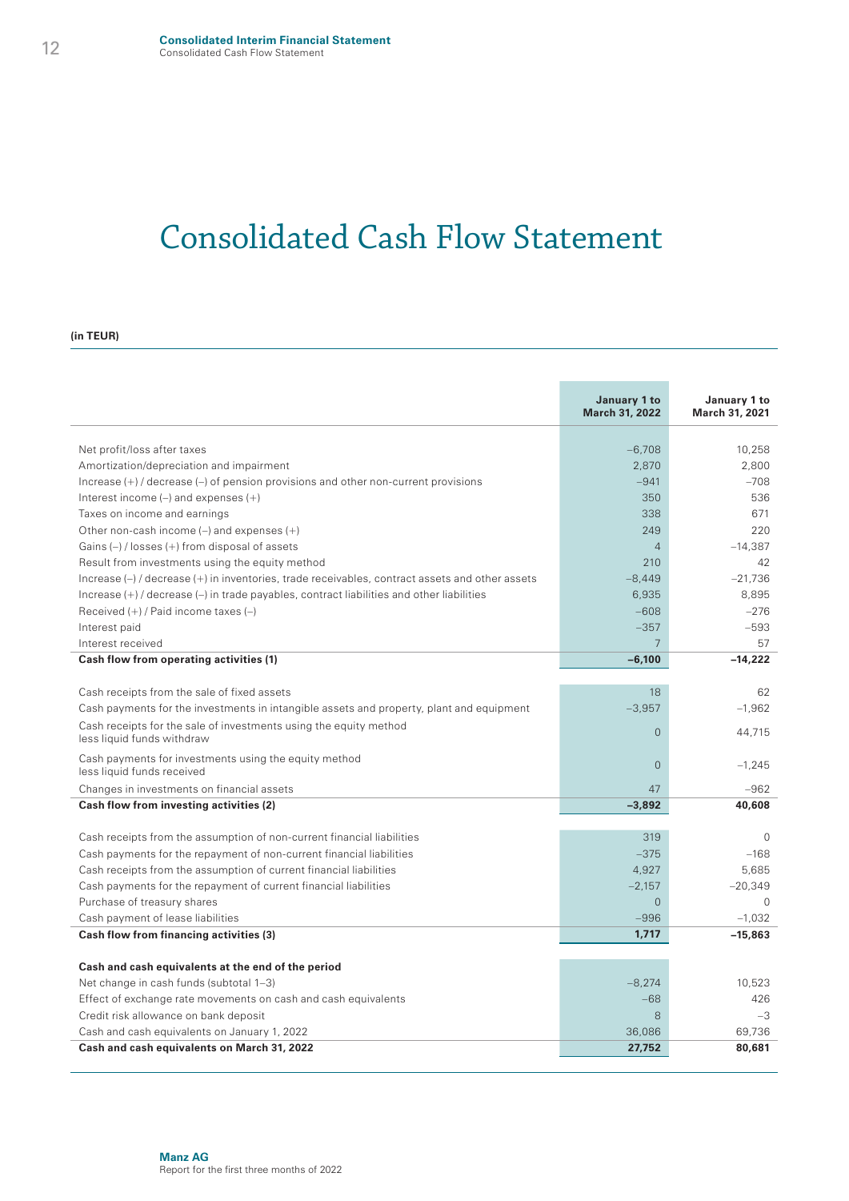# Consolidated Cash Flow Statement

**(in TEUR)**

| | January 1 to March 31, 2022 | January 1 to March 31, 2021 |
|---|---|---|
| Net profit/loss after taxes | –6,708 | 10,258 |
| Amortization/depreciation and impairment | 2,870 | 2,800 |
| Increase (+) / decrease (–) of pension provisions and other non-current provisions | –941 | –708 |
| Interest income (–) and expenses (+) | 350 | 536 |
| Taxes on income and earnings | 338 | 671 |
| Other non-cash income (–) and expenses (+) | 249 | 220 |
| Gains (–) / losses (+) from disposal of assets | 4 | –14,387 |
| Result from investments using the equity method | 210 | 42 |
| Increase (–) / decrease (+) in inventories, trade receivables, contract assets and other assets | –8,449 | –21,736 |
| Increase (+) / decrease (–) in trade payables, contract liabilities and other liabilities | 6,935 | 8,895 |
| Received (+) / Paid income taxes (–) | –608 | –276 |
| Interest paid | –357 | –593 |
| Interest received | 7 | 57 |
| **Cash flow from operating activities (1)** | **–6,100** | **–14,222** |
| Cash receipts from the sale of fixed assets | 18 | 62 |
| Cash payments for the investments in intangible assets and property, plant and equipment | –3,957 | –1,962 |
| Cash receipts for the sale of investments using the equity method less liquid funds withdraw | 0 | 44,715 |
| Cash payments for investments using the equity method less liquid funds received | 0 | –1,245 |
| Changes in investments on financial assets | 47 | –962 |
| **Cash flow from investing activities (2)** | **–3,892** | **40,608** |
| Cash receipts from the assumption of non-current financial liabilities | 319 | 0 |
| Cash payments for the repayment of non-current financial liabilities | –375 | –168 |
| Cash receipts from the assumption of current financial liabilities | 4,927 | 5,685 |
| Cash payments for the repayment of current financial liabilities | –2,157 | –20,349 |
| Purchase of treasury shares | 0 | 0 |
| Cash payment of lease liabilities | –996 | –1,032 |
| **Cash flow from financing activities (3)** | **1,717** | **–15,863** |
| **Cash and cash equivalents at the end of the period** | | |
| Net change in cash funds (subtotal 1–3) | –8,274 | 10,523 |
| Effect of exchange rate movements on cash and cash equivalents | –68 | 426 |
| Credit risk allowance on bank deposit | 8 | –3 |
| Cash and cash equivalents on January 1, 2022 | 36,086 | 69,736 |
| **Cash and cash equivalents on March 31, 2022** | **27,752** | **80,681** |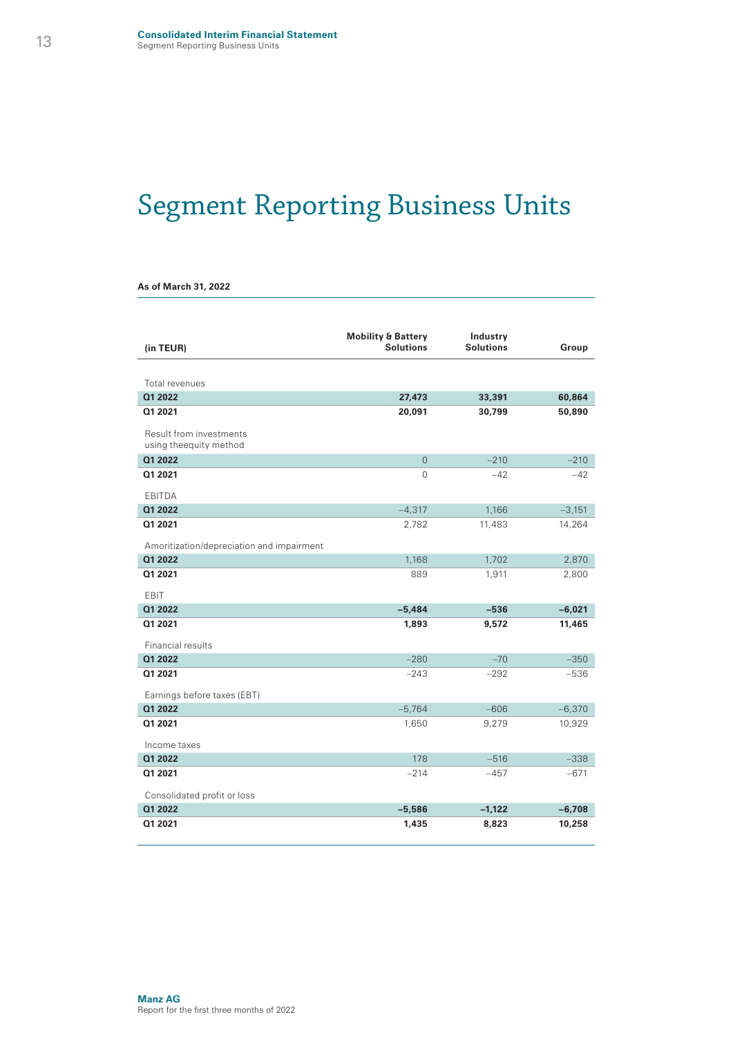# Segment Reporting Business Units

**As of March 31, 2022**

| (in TEUR) | Mobility & Battery Solutions | Industry Solutions | Group |
|---|---|---|---|
| Total revenues | | | |
| **Q1 2022** | **27,473** | **33,391** | **60,864** |
| **Q1 2021** | **20,091** | **30,799** | **50,890** |
| Result from investments using theequity method | | | |
| **Q1 2022** | 0 | –210 | –210 |
| **Q1 2021** | 0 | –42 | –42 |
| EBITDA | | | |
| **Q1 2022** | –4,317 | 1,166 | –3,151 |
| **Q1 2021** | 2,782 | 11,483 | 14,264 |
| Amoritization/depreciation and impairment | | | |
| **Q1 2022** | 1,168 | 1,702 | 2,870 |
| **Q1 2021** | 889 | 1,911 | 2,800 |
| EBIT | | | |
| **Q1 2022** | **–5,484** | **–536** | **–6,021** |
| **Q1 2021** | **1,893** | **9,572** | **11,465** |
| Financial results | | | |
| **Q1 2022** | –280 | –70 | –350 |
| **Q1 2021** | –243 | –292 | –536 |
| Earnings before taxes (EBT) | | | |
| **Q1 2022** | –5,764 | –606 | –6,370 |
| **Q1 2021** | 1,650 | 9,279 | 10,929 |
| Income taxes | | | |
| **Q1 2022** | 178 | –516 | –338 |
| **Q1 2021** | –214 | –457 | –671 |
| Consolidated profit or loss | | | |
| **Q1 2022** | **–5,586** | **–1,122** | **–6,708** |
| **Q1 2021** | **1,435** | **8,823** | **10,258** |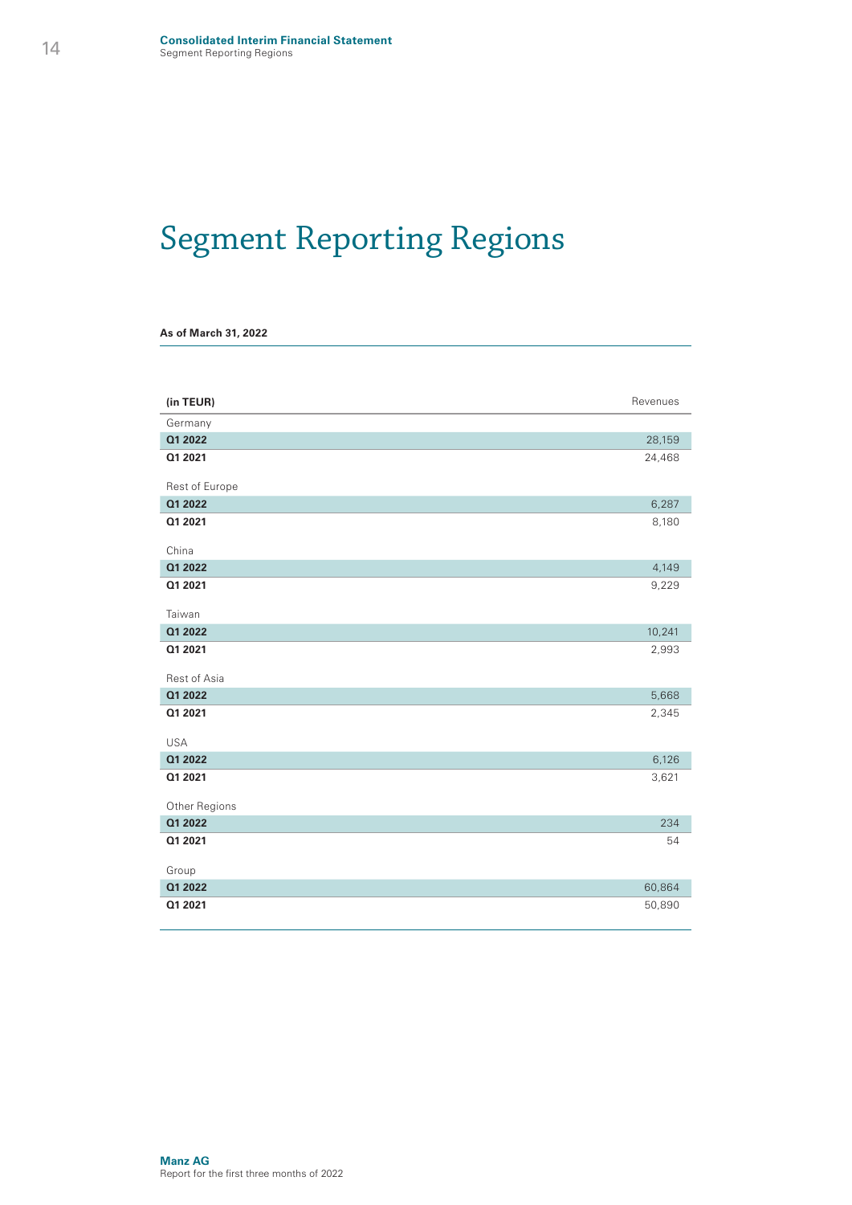# Segment Reporting Regions

**As of March 31, 2022**

| **(in TEUR)** | Revenues |
|---|---|
| Germany | |
| **Q1 2022** | 28,159 |
| **Q1 2021** | 24,468 |
| Rest of Europe | |
| **Q1 2022** | 6,287 |
| **Q1 2021** | 8,180 |
| China | |
| **Q1 2022** | 4,149 |
| **Q1 2021** | 9,229 |
| Taiwan | |
| **Q1 2022** | 10,241 |
| **Q1 2021** | 2,993 |
| Rest of Asia | |
| **Q1 2022** | 5,668 |
| **Q1 2021** | 2,345 |
| USA | |
| **Q1 2022** | 6,126 |
| **Q1 2021** | 3,621 |
| Other Regions | |
| **Q1 2022** | 234 |
| **Q1 2021** | 54 |
| Group | |
| **Q1 2022** | 60,864 |
| **Q1 2021** | 50,890 |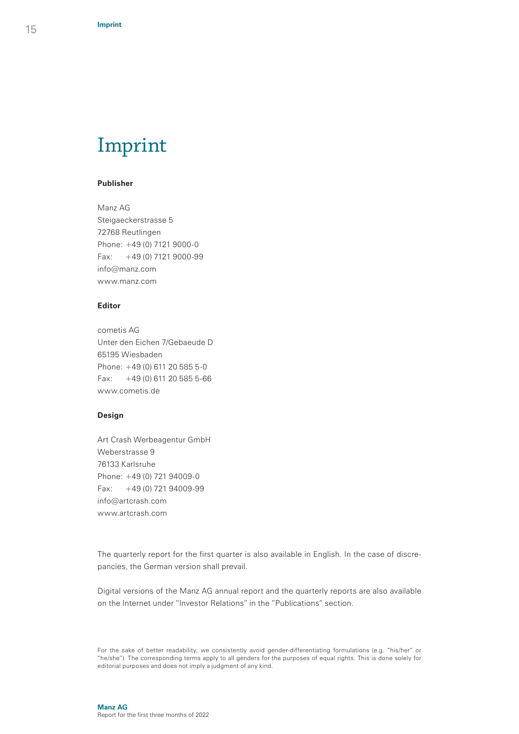# Imprint

**Publisher**

Manz AG
Steigaeckerstrasse 5
72768 Reutlingen
Phone: +49 (0) 7121 9000-0
Fax: +49 (0) 7121 9000-99
info@manz.com
www.manz.com

**Editor**

cometis AG
Unter den Eichen 7/Gebaeude D
65195 Wiesbaden
Phone: +49 (0) 611 20 585 5-0
Fax: +49 (0) 611 20 585 5-66
www.cometis.de

**Design**

Art Crash Werbeagentur GmbH
Weberstrasse 9
76133 Karlsruhe
Phone: +49 (0) 721 94009-0
Fax: +49 (0) 721 94009-99
info@artcrash.com
www.artcrash.com

The quarterly report for the first quarter is also available in English. In the case of discrepancies, the German version shall prevail.

Digital versions of the Manz AG annual report and the quarterly reports are also available on the Internet under "Investor Relations" in the "Publications" section.

For the sake of better readability, we consistently avoid gender-differentiating formulations (e.g. "his/her" or "he/she"). The corresponding terms apply to all genders for the purposes of equal rights. This is done solely for editorial purposes and does not imply a judgment of any kind.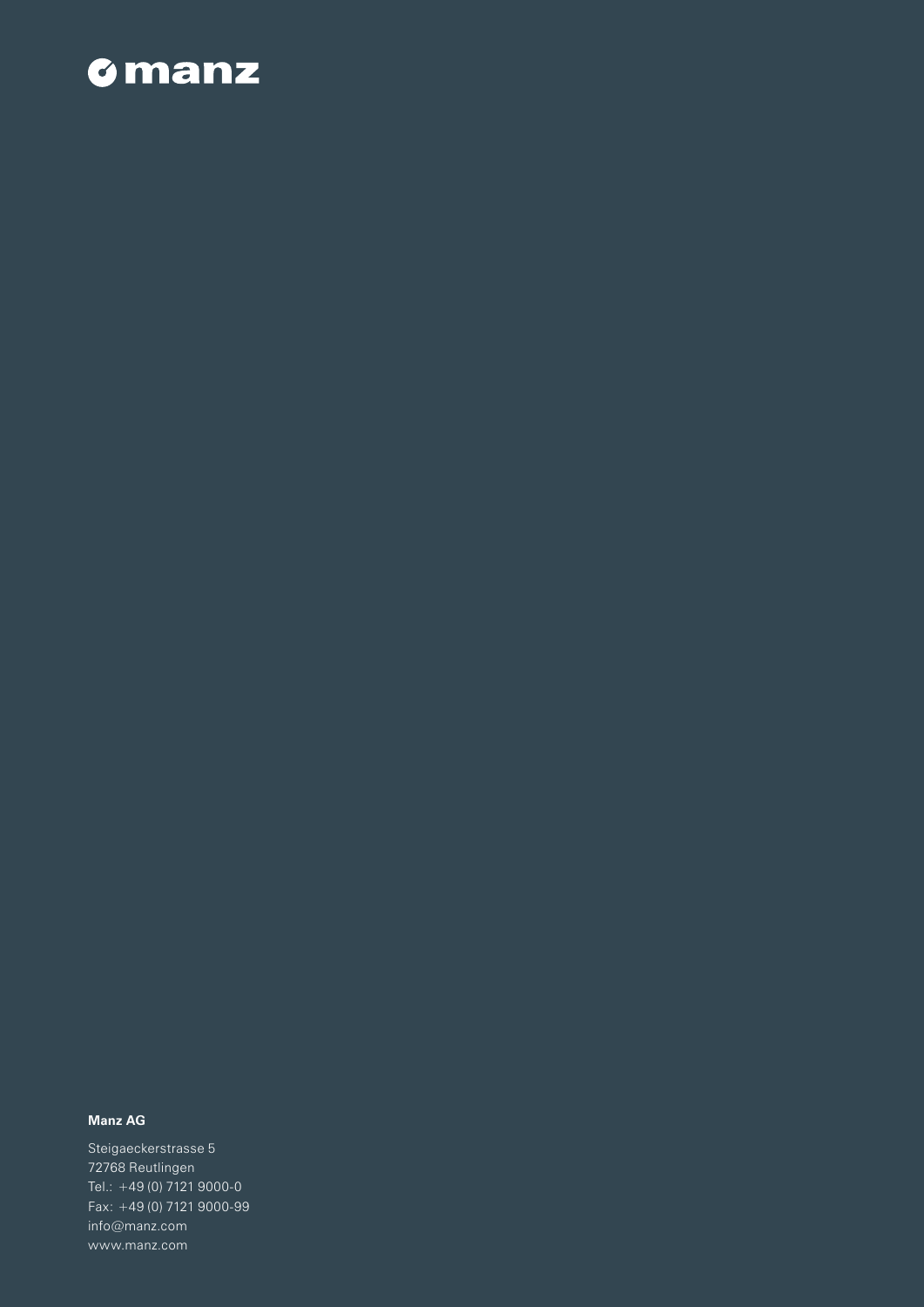manz

**Manz AG**

Steigaeckerstrasse 5
72768 Reutlingen
Tel.: +49 (0) 7121 9000-0
Fax: +49 (0) 7121 9000-99
info@manz.com
www.manz.com